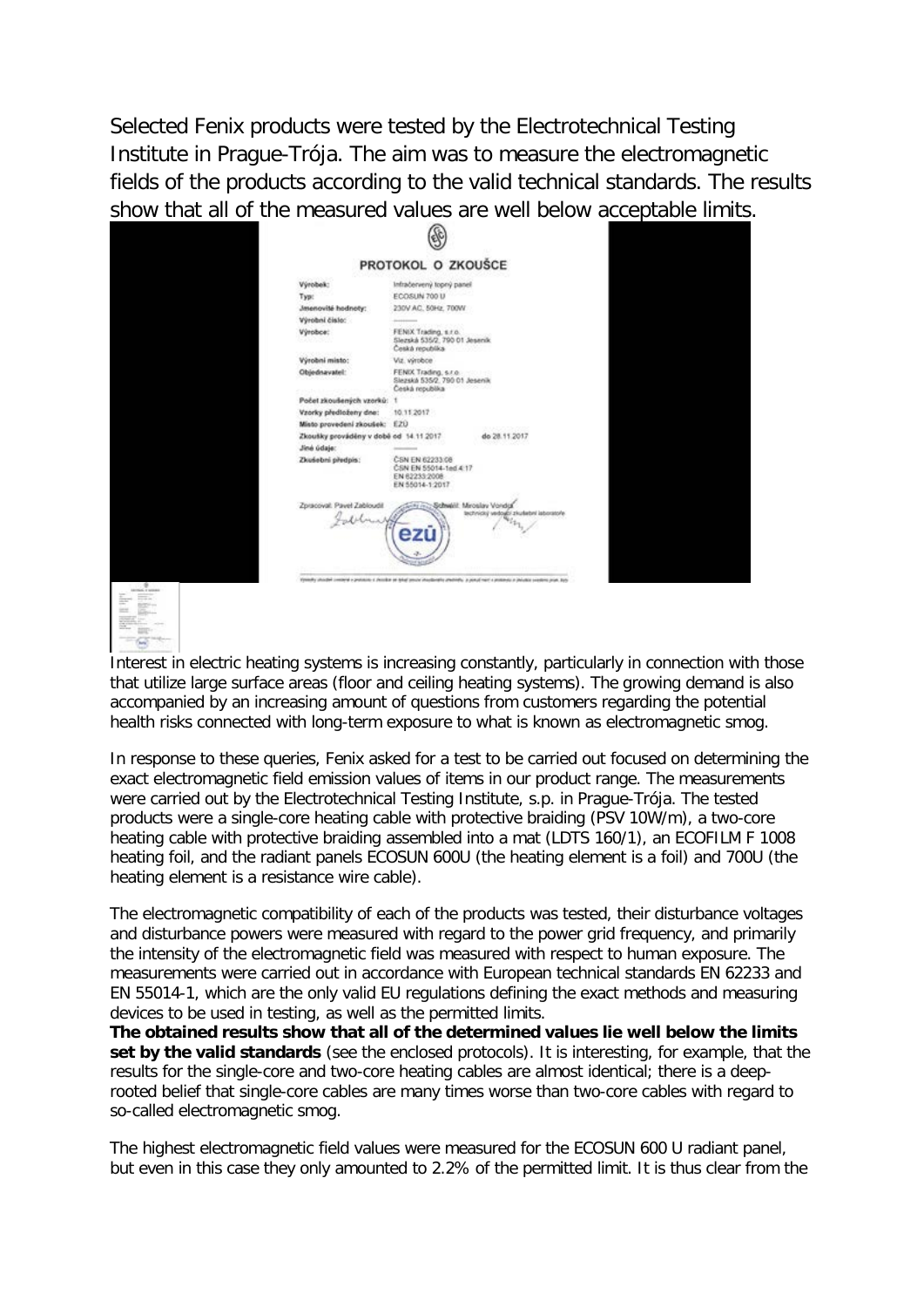Selected Fenix products were tested by the Electrotechnical Testing Institute in Prague-Trója. The aim was to measure the electromagnetic fields of the products according to the valid technical standards. The results show that all of the measured values are well below acceptable limits.

**PROTOKOL O ZKOUŠCE**

| | |
|---|---|
| Výrobek: | Infračervený topný panel |
| Typ: | ECOSUN 700 U |
| Jmenovité hodnoty: | 230V AC, 50Hz, 700W |
| Výrobní číslo: | ——— |
| Výrobce: | FENIX Trading, s.r.o. Slezská 535/2, 790 01 Jeseník Česká republika |
| Výrobní místo: | Viz. výrobce |
| Objednavatel: | FENIX Trading, s.r.o. Slezská 535/2, 790 01 Jeseník Česká republika |
| Počet zkoušených vzorků: | 1 |
| Vzorky předloženy dne: | 10.11.2017 |
| Místo provedení zkoušek: | EZÚ |
| Zkoušky prováděny v době od | 14.11.2017 do 28.11.2017 |
| Jiné údaje: | ——— |
| Zkušební předpis: | ČSN EN 62233:08, ČSN EN 55014-1ed.4:17, EN 62233:2008, EN 55014-1:2017 |

Zpracoval: Pavel Zabloudil

Schválil: Miroslav Vondra, technický vedoucí zkušební laboratoře

Interest in electric heating systems is increasing constantly, particularly in connection with those that utilize large surface areas (floor and ceiling heating systems). The growing demand is also accompanied by an increasing amount of questions from customers regarding the potential health risks connected with long-term exposure to what is known as electromagnetic smog.

In response to these queries, Fenix asked for a test to be carried out focused on determining the exact electromagnetic field emission values of items in our product range. The measurements were carried out by the Electrotechnical Testing Institute, s.p. in Prague-Trója. The tested products were a single-core heating cable with protective braiding (PSV 10W/m), a two-core heating cable with protective braiding assembled into a mat (LDTS 160/1), an ECOFILM F 1008 heating foil, and the radiant panels ECOSUN 600U (the heating element is a foil) and 700U (the heating element is a resistance wire cable).

The electromagnetic compatibility of each of the products was tested, their disturbance voltages and disturbance powers were measured with regard to the power grid frequency, and primarily the intensity of the electromagnetic field was measured with respect to human exposure. The measurements were carried out in accordance with European technical standards EN 62233 and EN 55014-1, which are the only valid EU regulations defining the exact methods and measuring devices to be used in testing, as well as the permitted limits.

**The obtained results show that all of the determined values lie well below the limits set by the valid standards** (see the enclosed protocols). It is interesting, for example, that the results for the single-core and two-core heating cables are almost identical; there is a deep-rooted belief that single-core cables are many times worse than two-core cables with regard to so-called electromagnetic smog.

The highest electromagnetic field values were measured for the ECOSUN 600 U radiant panel, but even in this case they only amounted to 2.2% of the permitted limit. It is thus clear from the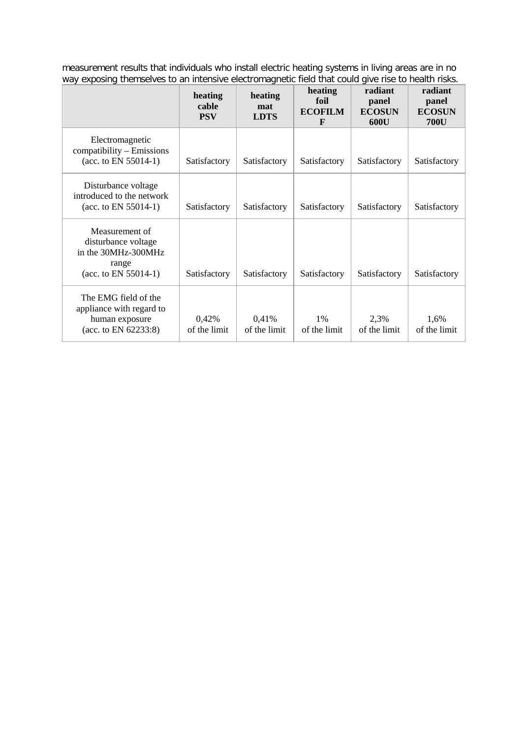measurement results that individuals who install electric heating systems in living areas are in no way exposing themselves to an intensive electromagnetic field that could give rise to health risks.

| | **heating cable PSV** | **heating mat LDTS** | **heating foil ECOFILM F** | **radiant panel ECOSUN 600U** | **radiant panel ECOSUN 700U** |
|---|---|---|---|---|---|
| Electromagnetic compatibility – Emissions (acc. to EN 55014-1) | Satisfactory | Satisfactory | Satisfactory | Satisfactory | Satisfactory |
| Disturbance voltage introduced to the network (acc. to EN 55014-1) | Satisfactory | Satisfactory | Satisfactory | Satisfactory | Satisfactory |
| Measurement of disturbance voltage in the 30MHz-300MHz range (acc. to EN 55014-1) | Satisfactory | Satisfactory | Satisfactory | Satisfactory | Satisfactory |
| The EMG field of the appliance with regard to human exposure (acc. to EN 62233:8) | 0,42% of the limit | 0,41% of the limit | 1% of the limit | 2,3% of the limit | 1,6% of the limit |